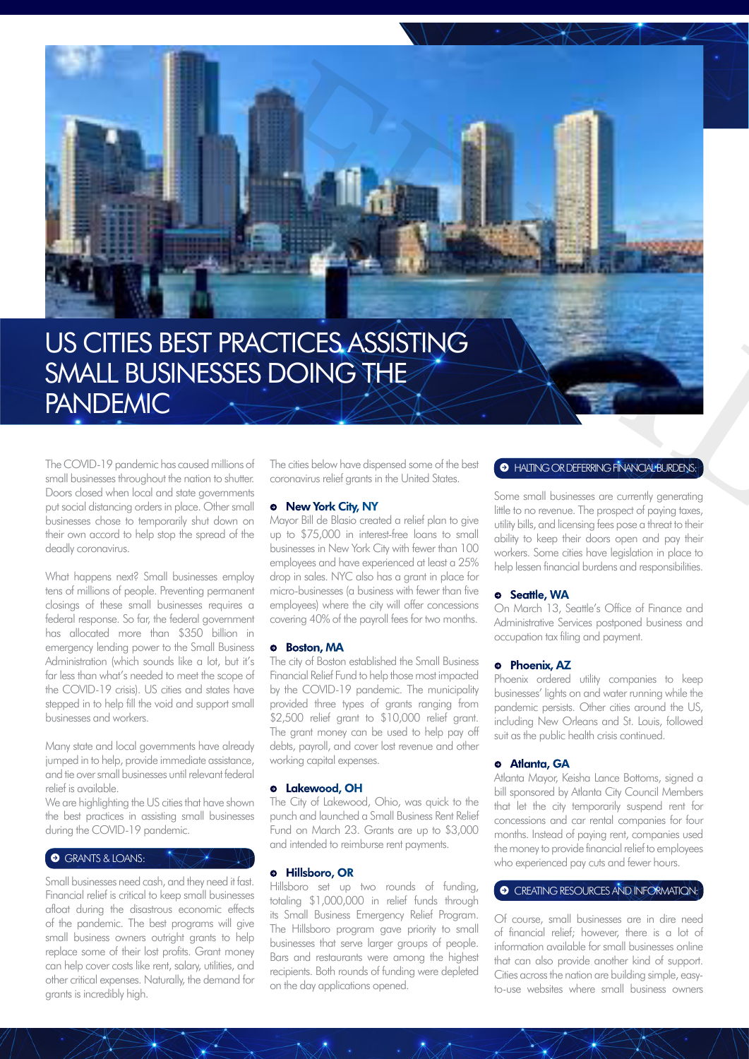# US CITIES BEST PRACTICES ASSISTING SMALL BUSINESSES DOING THE PANDEMIC

The COVID-19 pandemic has caused millions of small businesses throughout the nation to shutter. Doors closed when local and state governments put social distancing orders in place. Other small businesses chose to temporarily shut down on their own accord to help stop the spread of the deadly coronavirus.

What happens next? Small businesses employ tens of millions of people. Preventing permanent closings of these small businesses requires a federal response. So far, the federal government has allocated more than $350 billion in emergency lending power to the Small Business Administration (which sounds like a lot, but it's far less than what's needed to meet the scope of the COVID-19 crisis). US cities and states have stepped in to help fill the void and support small businesses and workers.

Many state and local governments have already jumped in to help, provide immediate assistance, and tie over small businesses until relevant federal relief is available.

We are highlighting the US cities that have shown the best practices in assisting small businesses during the COVID-19 pandemic.

## GRANTS & LOANS:

Small businesses need cash, and they need it fast. Financial relief is critical to keep small businesses afloat during the disastrous economic effects of the pandemic. The best programs will give small business owners outright grants to help replace some of their lost profits. Grant money can help cover costs like rent, salary, utilities, and other critical expenses. Naturally, the demand for grants is incredibly high.

The cities below have dispensed some of the best coronavirus relief grants in the United States.

### New York City, NY

Mayor Bill de Blasio created a relief plan to give up to $75,000 in interest-free loans to small businesses in New York City with fewer than 100 employees and have experienced at least a 25% drop in sales. NYC also has a grant in place for micro-businesses (a business with fewer than five employees) where the city will offer concessions covering 40% of the payroll fees for two months.

### Boston, MA

The city of Boston established the Small Business Financial Relief Fund to help those most impacted by the COVID-19 pandemic. The municipality provided three types of grants ranging from $2,500 relief grant to $10,000 relief grant. The grant money can be used to help pay off debts, payroll, and cover lost revenue and other working capital expenses.

### Lakewood, OH

The City of Lakewood, Ohio, was quick to the punch and launched a Small Business Rent Relief Fund on March 23. Grants are up to $3,000 and intended to reimburse rent payments.

### Hillsboro, OR

Hillsboro set up two rounds of funding, totaling $1,000,000 in relief funds through its Small Business Emergency Relief Program. The Hillsboro program gave priority to small businesses that serve larger groups of people. Bars and restaurants were among the highest recipients. Both rounds of funding were depleted on the day applications opened.

## HALTING OR DEFERRING FINANCIAL BURDENS:

Some small businesses are currently generating little to no revenue. The prospect of paying taxes, utility bills, and licensing fees pose a threat to their ability to keep their doors open and pay their workers. Some cities have legislation in place to help lessen financial burdens and responsibilities.

### Seattle, WA

On March 13, Seattle's Office of Finance and Administrative Services postponed business and occupation tax filing and payment.

### Phoenix, AZ

Phoenix ordered utility companies to keep businesses' lights on and water running while the pandemic persists. Other cities around the US, including New Orleans and St. Louis, followed suit as the public health crisis continued.

### Atlanta, GA

Atlanta Mayor, Keisha Lance Bottoms, signed a bill sponsored by Atlanta City Council Members that let the city temporarily suspend rent for concessions and car rental companies for four months. Instead of paying rent, companies used the money to provide financial relief to employees who experienced pay cuts and fewer hours.

## CREATING RESOURCES AND INFORMATION:

Of course, small businesses are in dire need of financial relief; however, there is a lot of information available for small businesses online that can also provide another kind of support. Cities across the nation are building simple, easy-to-use websites where small business owners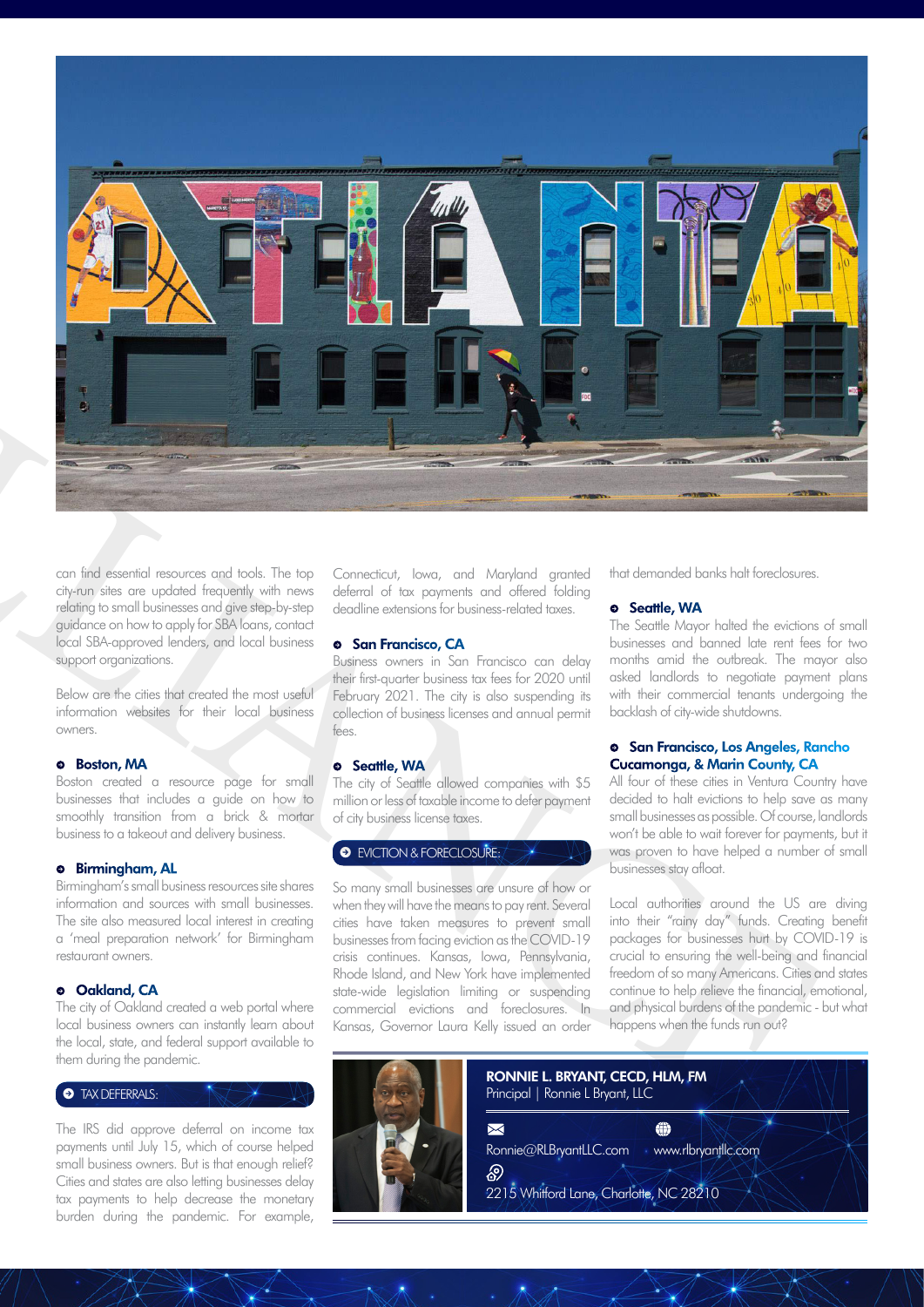can find essential resources and tools. The top city-run sites are updated frequently with news relating to small businesses and give step-by-step guidance on how to apply for SBA loans, contact local SBA-approved lenders, and local business support organizations.

Below are the cities that created the most useful information websites for their local business owners.

### Boston, MA

Boston created a resource page for small businesses that includes a guide on how to smoothly transition from a brick & mortar business to a takeout and delivery business.

### Birmingham, AL

Birmingham's small business resources site shares information and sources with small businesses. The site also measured local interest in creating a 'meal preparation network' for Birmingham restaurant owners.

### Oakland, CA

The city of Oakland created a web portal where local business owners can instantly learn about the local, state, and federal support available to them during the pandemic.

## TAX DEFERRALS:

The IRS did approve deferral on income tax payments until July 15, which of course helped small business owners. But is that enough relief? Cities and states are also letting businesses delay tax payments to help decrease the monetary burden during the pandemic. For example, Connecticut, Iowa, and Maryland granted deferral of tax payments and offered folding deadline extensions for business-related taxes.

### San Francisco, CA

Business owners in San Francisco can delay their first-quarter business tax fees for 2020 until February 2021. The city is also suspending its collection of business licenses and annual permit fees.

### Seattle, WA

The city of Seattle allowed companies with $5 million or less of taxable income to defer payment of city business license taxes.

## EVICTION & FORECLOSURE:

So many small businesses are unsure of how or when they will have the means to pay rent. Several cities have taken measures to prevent small businesses from facing eviction as the COVID-19 crisis continues. Kansas, Iowa, Pennsylvania, Rhode Island, and New York have implemented state-wide legislation limiting or suspending commercial evictions and foreclosures. In Kansas, Governor Laura Kelly issued an order that demanded banks halt foreclosures.

### Seattle, WA

The Seattle Mayor halted the evictions of small businesses and banned late rent fees for two months amid the outbreak. The mayor also asked landlords to negotiate payment plans with their commercial tenants undergoing the backlash of city-wide shutdowns.

### San Francisco, Los Angeles, Rancho Cucamonga, & Marin County, CA

All four of these cities in Ventura Country have decided to halt evictions to help save as many small businesses as possible. Of course, landlords won't be able to wait forever for payments, but it was proven to have helped a number of small businesses stay afloat.

Local authorities around the US are diving into their "rainy day" funds. Creating benefit packages for businesses hurt by COVID-19 is crucial to ensuring the well-being and financial freedom of so many Americans. Cities and states continue to help relieve the financial, emotional, and physical burdens of the pandemic - but what happens when the funds run out?

**RONNIE L. BRYANT, CECD, HLM, FM**
Principal | Ronnie L Bryant, LLC

Ronnie@RLBryantLLC.com

www.rlbryantllc.com

2215 Whitford Lane, Charlotte, NC 28210